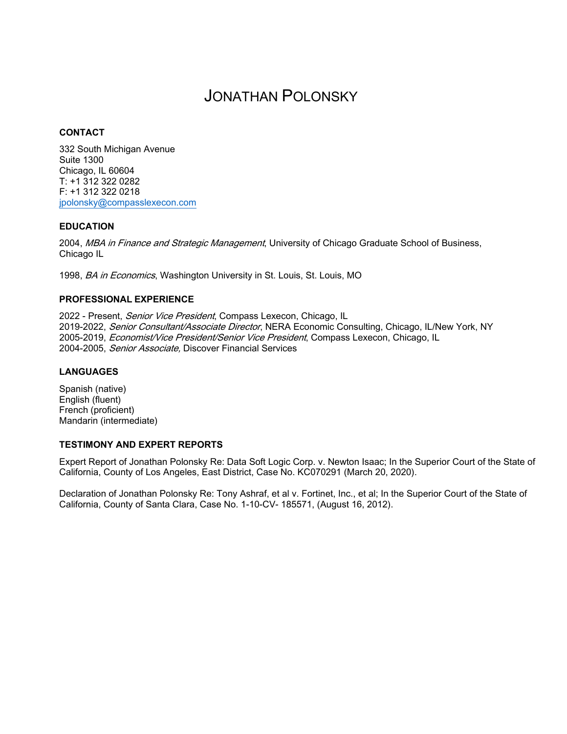# JONATHAN POLONSKY

## CONTACT

332 South Michigan Avenue
Suite 1300
Chicago, IL 60604
T: +1 312 322 0282
F: +1 312 322 0218
jpolonsky@compasslexecon.com

## EDUCATION

2004, *MBA in Finance and Strategic Management*, University of Chicago Graduate School of Business, Chicago IL

1998, *BA in Economics*, Washington University in St. Louis, St. Louis, MO

## PROFESSIONAL EXPERIENCE

2022 - Present, *Senior Vice President*, Compass Lexecon, Chicago, IL
2019-2022, *Senior Consultant/Associate Director*, NERA Economic Consulting, Chicago, IL/New York, NY
2005-2019, *Economist/Vice President/Senior Vice President*, Compass Lexecon, Chicago, IL
2004-2005, *Senior Associate,* Discover Financial Services

## LANGUAGES

Spanish (native)
English (fluent)
French (proficient)
Mandarin (intermediate)

## TESTIMONY AND EXPERT REPORTS

Expert Report of Jonathan Polonsky Re: Data Soft Logic Corp. v. Newton Isaac; In the Superior Court of the State of California, County of Los Angeles, East District, Case No. KC070291 (March 20, 2020).

Declaration of Jonathan Polonsky Re: Tony Ashraf, et al v. Fortinet, Inc., et al; In the Superior Court of the State of California, County of Santa Clara, Case No. 1-10-CV- 185571, (August 16, 2012).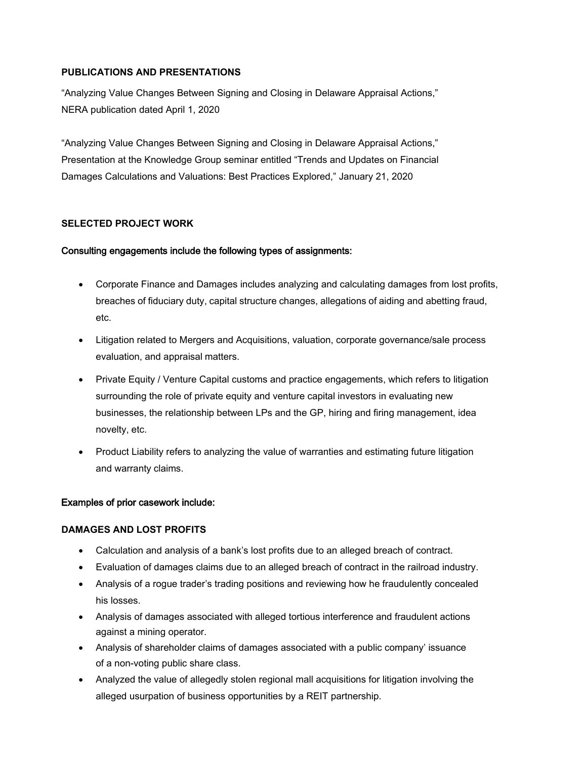## PUBLICATIONS AND PRESENTATIONS

"Analyzing Value Changes Between Signing and Closing in Delaware Appraisal Actions," NERA publication dated April 1, 2020

"Analyzing Value Changes Between Signing and Closing in Delaware Appraisal Actions," Presentation at the Knowledge Group seminar entitled "Trends and Updates on Financial Damages Calculations and Valuations: Best Practices Explored," January 21, 2020

## SELECTED PROJECT WORK

### Consulting engagements include the following types of assignments:

- Corporate Finance and Damages includes analyzing and calculating damages from lost profits, breaches of fiduciary duty, capital structure changes, allegations of aiding and abetting fraud, etc.
- Litigation related to Mergers and Acquisitions, valuation, corporate governance/sale process evaluation, and appraisal matters.
- Private Equity / Venture Capital customs and practice engagements, which refers to litigation surrounding the role of private equity and venture capital investors in evaluating new businesses, the relationship between LPs and the GP, hiring and firing management, idea novelty, etc.
- Product Liability refers to analyzing the value of warranties and estimating future litigation and warranty claims.

### Examples of prior casework include:

### DAMAGES AND LOST PROFITS

- Calculation and analysis of a bank's lost profits due to an alleged breach of contract.
- Evaluation of damages claims due to an alleged breach of contract in the railroad industry.
- Analysis of a rogue trader's trading positions and reviewing how he fraudulently concealed his losses.
- Analysis of damages associated with alleged tortious interference and fraudulent actions against a mining operator.
- Analysis of shareholder claims of damages associated with a public company' issuance of a non-voting public share class.
- Analyzed the value of allegedly stolen regional mall acquisitions for litigation involving the alleged usurpation of business opportunities by a REIT partnership.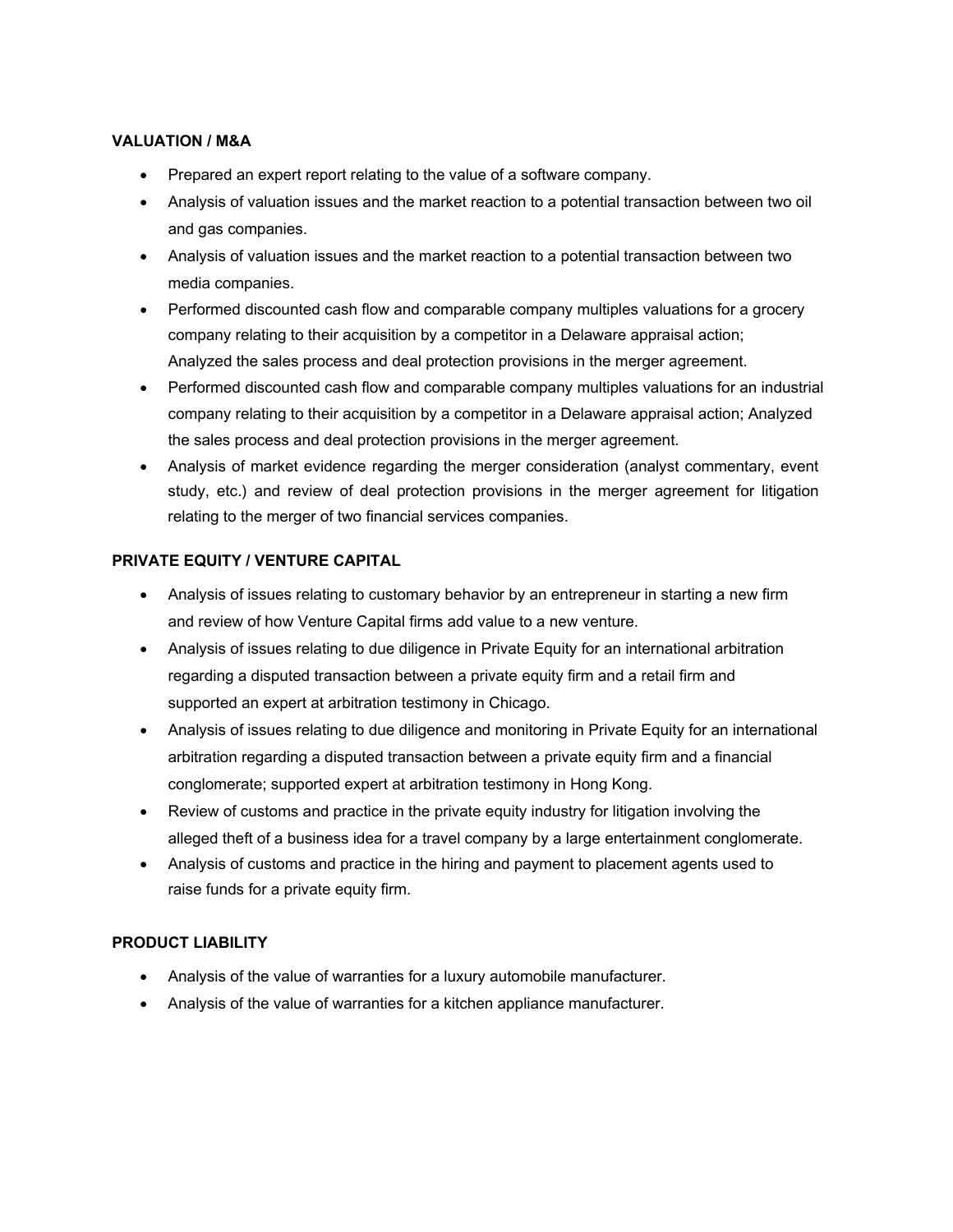**VALUATION / M&A**

- Prepared an expert report relating to the value of a software company.
- Analysis of valuation issues and the market reaction to a potential transaction between two oil and gas companies.
- Analysis of valuation issues and the market reaction to a potential transaction between two media companies.
- Performed discounted cash flow and comparable company multiples valuations for a grocery company relating to their acquisition by a competitor in a Delaware appraisal action; Analyzed the sales process and deal protection provisions in the merger agreement.
- Performed discounted cash flow and comparable company multiples valuations for an industrial company relating to their acquisition by a competitor in a Delaware appraisal action; Analyzed the sales process and deal protection provisions in the merger agreement.
- Analysis of market evidence regarding the merger consideration (analyst commentary, event study, etc.) and review of deal protection provisions in the merger agreement for litigation relating to the merger of two financial services companies.

**PRIVATE EQUITY / VENTURE CAPITAL**

- Analysis of issues relating to customary behavior by an entrepreneur in starting a new firm and review of how Venture Capital firms add value to a new venture.
- Analysis of issues relating to due diligence in Private Equity for an international arbitration regarding a disputed transaction between a private equity firm and a retail firm and supported an expert at arbitration testimony in Chicago.
- Analysis of issues relating to due diligence and monitoring in Private Equity for an international arbitration regarding a disputed transaction between a private equity firm and a financial conglomerate; supported expert at arbitration testimony in Hong Kong.
- Review of customs and practice in the private equity industry for litigation involving the alleged theft of a business idea for a travel company by a large entertainment conglomerate.
- Analysis of customs and practice in the hiring and payment to placement agents used to raise funds for a private equity firm.

**PRODUCT LIABILITY**

- Analysis of the value of warranties for a luxury automobile manufacturer.
- Analysis of the value of warranties for a kitchen appliance manufacturer.